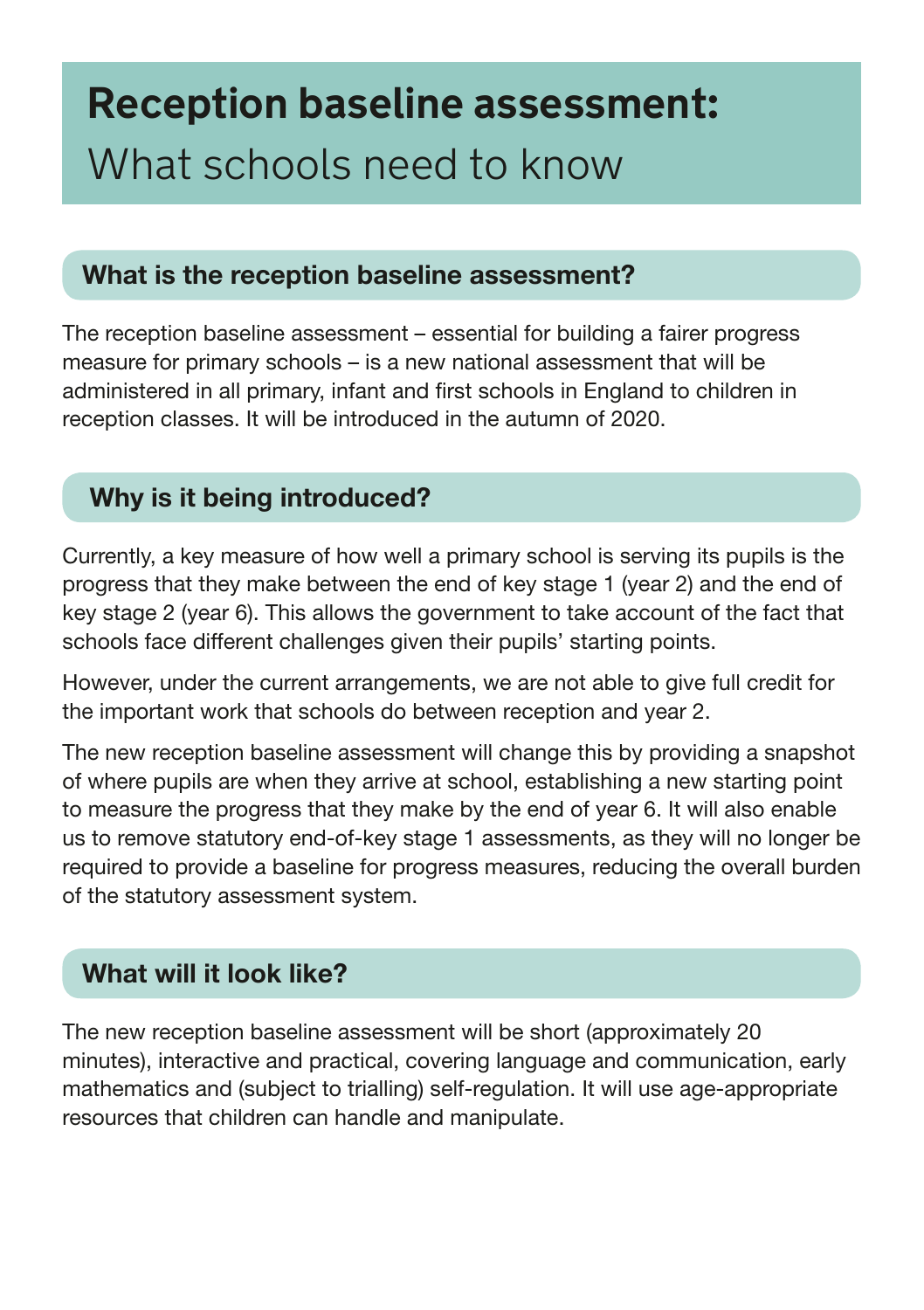# Reception baseline assessment: What schools need to know

## What is the reception baseline assessment?

The reception baseline assessment – essential for building a fairer progress measure for primary schools – is a new national assessment that will be administered in all primary, infant and first schools in England to children in reception classes. It will be introduced in the autumn of 2020.

## Why is it being introduced?

Currently, a key measure of how well a primary school is serving its pupils is the progress that they make between the end of key stage 1 (year 2) and the end of key stage 2 (year 6). This allows the government to take account of the fact that schools face different challenges given their pupils' starting points.

However, under the current arrangements, we are not able to give full credit for the important work that schools do between reception and year 2.

The new reception baseline assessment will change this by providing a snapshot of where pupils are when they arrive at school, establishing a new starting point to measure the progress that they make by the end of year 6. It will also enable us to remove statutory end-of-key stage 1 assessments, as they will no longer be required to provide a baseline for progress measures, reducing the overall burden of the statutory assessment system.

## What will it look like?

The new reception baseline assessment will be short (approximately 20 minutes), interactive and practical, covering language and communication, early mathematics and (subject to trialling) self-regulation. It will use age-appropriate resources that children can handle and manipulate.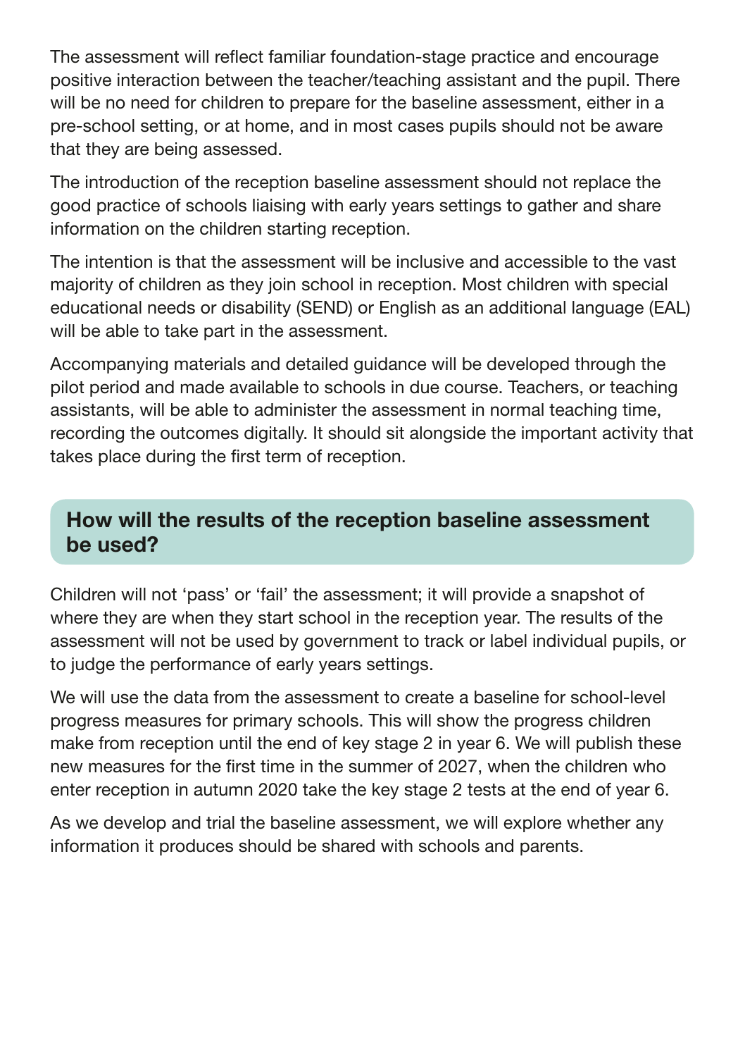The assessment will reflect familiar foundation-stage practice and encourage positive interaction between the teacher/teaching assistant and the pupil. There will be no need for children to prepare for the baseline assessment, either in a pre-school setting, or at home, and in most cases pupils should not be aware that they are being assessed.

The introduction of the reception baseline assessment should not replace the good practice of schools liaising with early years settings to gather and share information on the children starting reception.

The intention is that the assessment will be inclusive and accessible to the vast majority of children as they join school in reception. Most children with special educational needs or disability (SEND) or English as an additional language (EAL) will be able to take part in the assessment.

Accompanying materials and detailed guidance will be developed through the pilot period and made available to schools in due course. Teachers, or teaching assistants, will be able to administer the assessment in normal teaching time, recording the outcomes digitally. It should sit alongside the important activity that takes place during the first term of reception.

## How will the results of the reception baseline assessment be used?

Children will not 'pass' or 'fail' the assessment; it will provide a snapshot of where they are when they start school in the reception year. The results of the assessment will not be used by government to track or label individual pupils, or to judge the performance of early years settings.

We will use the data from the assessment to create a baseline for school-level progress measures for primary schools. This will show the progress children make from reception until the end of key stage 2 in year 6. We will publish these new measures for the first time in the summer of 2027, when the children who enter reception in autumn 2020 take the key stage 2 tests at the end of year 6.

As we develop and trial the baseline assessment, we will explore whether any information it produces should be shared with schools and parents.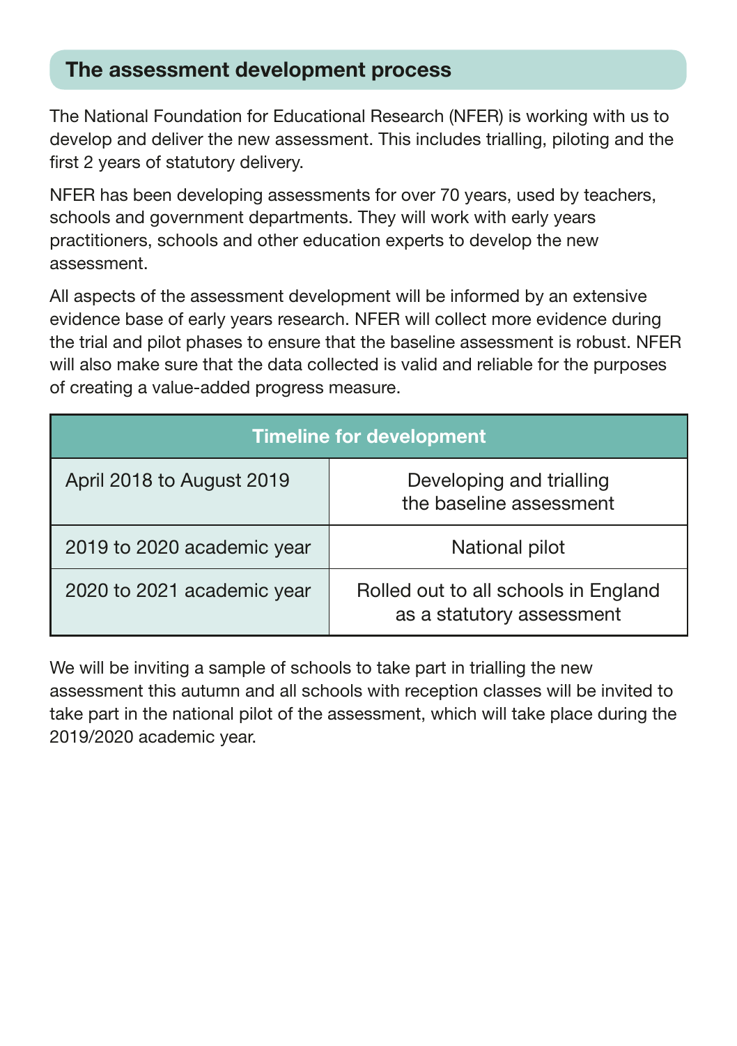## The assessment development process

The National Foundation for Educational Research (NFER) is working with us to develop and deliver the new assessment. This includes trialling, piloting and the first 2 years of statutory delivery.

NFER has been developing assessments for over 70 years, used by teachers, schools and government departments. They will work with early years practitioners, schools and other education experts to develop the new assessment.

All aspects of the assessment development will be informed by an extensive evidence base of early years research. NFER will collect more evidence during the trial and pilot phases to ensure that the baseline assessment is robust. NFER will also make sure that the data collected is valid and reliable for the purposes of creating a value-added progress measure.

| Timeline for development | |
|---|---|
| April 2018 to August 2019 | Developing and trialling the baseline assessment |
| 2019 to 2020 academic year | National pilot |
| 2020 to 2021 academic year | Rolled out to all schools in England as a statutory assessment |

We will be inviting a sample of schools to take part in trialling the new assessment this autumn and all schools with reception classes will be invited to take part in the national pilot of the assessment, which will take place during the 2019/2020 academic year.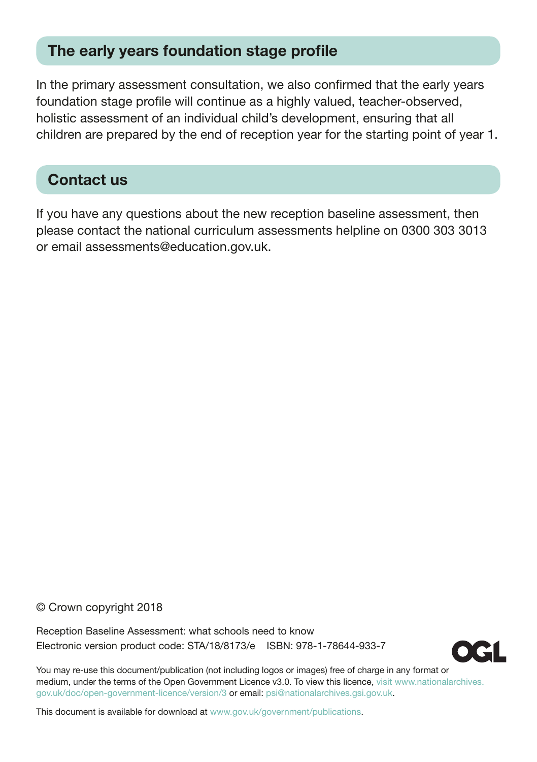## The early years foundation stage profile

In the primary assessment consultation, we also confirmed that the early years foundation stage profile will continue as a highly valued, teacher-observed, holistic assessment of an individual child's development, ensuring that all children are prepared by the end of reception year for the starting point of year 1.

## Contact us

If you have any questions about the new reception baseline assessment, then please contact the national curriculum assessments helpline on 0300 303 3013 or email assessments@education.gov.uk.

© Crown copyright 2018

Reception Baseline Assessment: what schools need to know
Electronic version product code: STA/18/8173/e    ISBN: 978-1-78644-933-7

OGL

You may re-use this document/publication (not including logos or images) free of charge in any format or medium, under the terms of the Open Government Licence v3.0. To view this licence, visit www.nationalarchives.gov.uk/doc/open-government-licence/version/3 or email: psi@nationalarchives.gsi.gov.uk.

This document is available for download at www.gov.uk/government/publications.